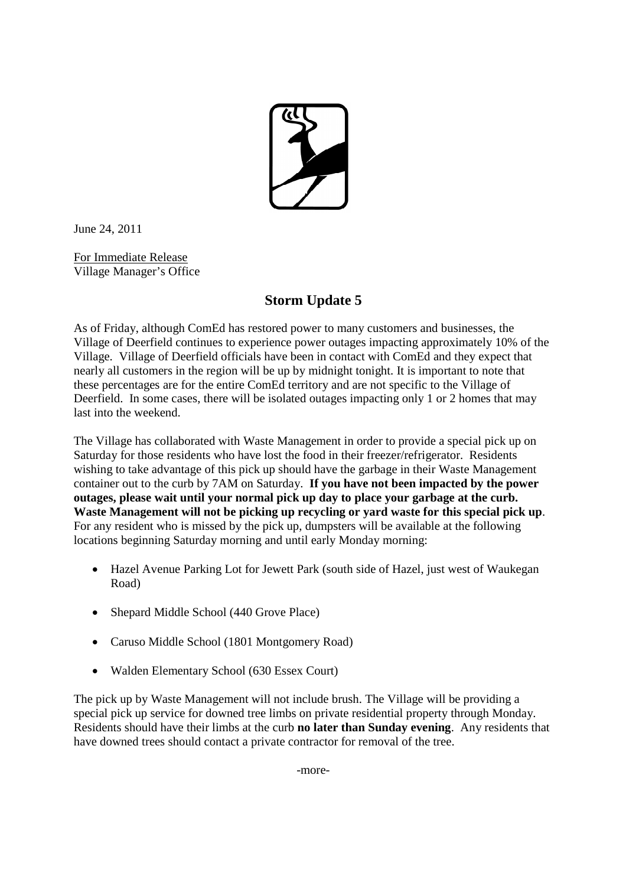June 24, 2011

For Immediate Release
Village Manager's Office

## Storm Update 5

As of Friday, although ComEd has restored power to many customers and businesses, the Village of Deerfield continues to experience power outages impacting approximately 10% of the Village. Village of Deerfield officials have been in contact with ComEd and they expect that nearly all customers in the region will be up by midnight tonight. It is important to note that these percentages are for the entire ComEd territory and are not specific to the Village of Deerfield. In some cases, there will be isolated outages impacting only 1 or 2 homes that may last into the weekend.

The Village has collaborated with Waste Management in order to provide a special pick up on Saturday for those residents who have lost the food in their freezer/refrigerator. Residents wishing to take advantage of this pick up should have the garbage in their Waste Management container out to the curb by 7AM on Saturday. **If you have not been impacted by the power outages, please wait until your normal pick up day to place your garbage at the curb. Waste Management will not be picking up recycling or yard waste for this special pick up**. For any resident who is missed by the pick up, dumpsters will be available at the following locations beginning Saturday morning and until early Monday morning:

- Hazel Avenue Parking Lot for Jewett Park (south side of Hazel, just west of Waukegan Road)
- Shepard Middle School (440 Grove Place)
- Caruso Middle School (1801 Montgomery Road)
- Walden Elementary School (630 Essex Court)

The pick up by Waste Management will not include brush. The Village will be providing a special pick up service for downed tree limbs on private residential property through Monday. Residents should have their limbs at the curb **no later than Sunday evening**. Any residents that have downed trees should contact a private contractor for removal of the tree.

-more-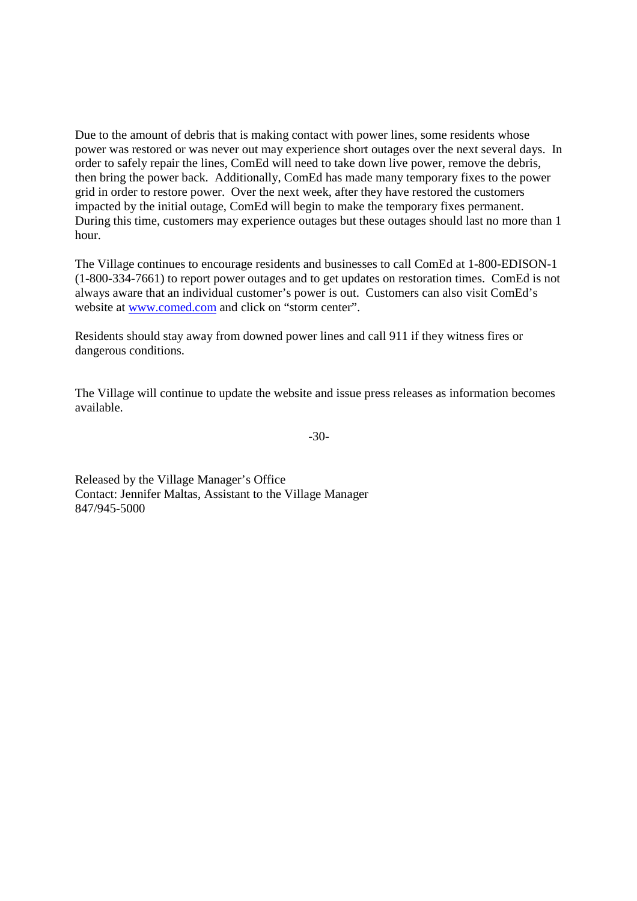Due to the amount of debris that is making contact with power lines, some residents whose power was restored or was never out may experience short outages over the next several days. In order to safely repair the lines, ComEd will need to take down live power, remove the debris, then bring the power back. Additionally, ComEd has made many temporary fixes to the power grid in order to restore power. Over the next week, after they have restored the customers impacted by the initial outage, ComEd will begin to make the temporary fixes permanent. During this time, customers may experience outages but these outages should last no more than 1 hour.

The Village continues to encourage residents and businesses to call ComEd at 1-800-EDISON-1 (1-800-334-7661) to report power outages and to get updates on restoration times. ComEd is not always aware that an individual customer's power is out. Customers can also visit ComEd's website at [www.comed.com](http://www.comed.com) and click on "storm center".

Residents should stay away from downed power lines and call 911 if they witness fires or dangerous conditions.

The Village will continue to update the website and issue press releases as information becomes available.

-30-

Released by the Village Manager's Office
Contact: Jennifer Maltas, Assistant to the Village Manager
847/945-5000